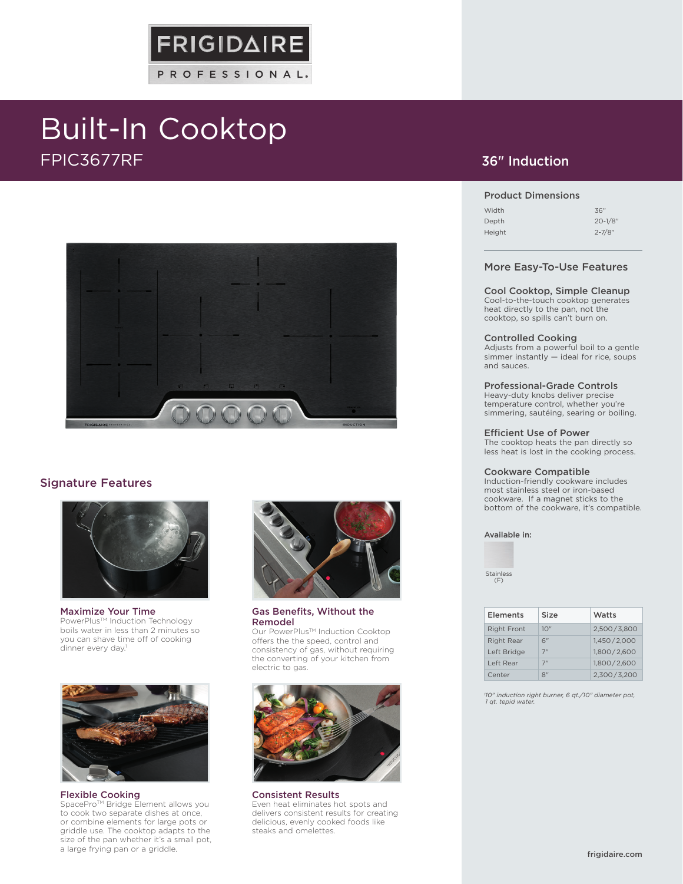FRIGIDAIRE PROFESSIONAL.

# Built-In Cooktop

FPIC3677RF

## 36" Induction

### Product Dimensions

| | |
|---|---|
| Width | 36" |
| Depth | 20-1/8" |
| Height | 2-7/8" |

### More Easy-To-Use Features

**Cool Cooktop, Simple Cleanup**
Cool-to-the-touch cooktop generates heat directly to the pan, not the cooktop, so spills can't burn on.

**Controlled Cooking**
Adjusts from a powerful boil to a gentle simmer instantly — ideal for rice, soups and sauces.

**Professional-Grade Controls**
Heavy-duty knobs deliver precise temperature control, whether you're simmering, sautéing, searing or boiling.

**Efficient Use of Power**
The cooktop heats the pan directly so less heat is lost in the cooking process.

**Cookware Compatible**
Induction-friendly cookware includes most stainless steel or iron-based cookware. If a magnet sticks to the bottom of the cookware, it's compatible.

Available in:

Stainless (F)

| Elements | Size | Watts |
|---|---|---|
| Right Front | 10" | 2,500/3,800 |
| Right Rear | 6" | 1,450/2,000 |
| Left Bridge | 7" | 1,800/2,600 |
| Left Rear | 7" | 1,800/2,600 |
| Center | 8" | 2,300/3,200 |

*[1]10" induction right burner, 6 qt./10" diameter pot, 1 qt. tepid water.*

## Signature Features

**Maximize Your Time**
PowerPlus™ Induction Technology boils water in less than 2 minutes so you can shave time off of cooking dinner every day.[1]

**Gas Benefits, Without the Remodel**
Our PowerPlus™ Induction Cooktop offers the the speed, control and consistency of gas, without requiring the converting of your kitchen from electric to gas.

**Flexible Cooking**
SpacePro™ Bridge Element allows you to cook two separate dishes at once, or combine elements for large pots or griddle use. The cooktop adapts to the size of the pan whether it's a small pot, a large frying pan or a griddle.

**Consistent Results**
Even heat eliminates hot spots and delivers consistent results for creating delicious, evenly cooked foods like steaks and omelettes.

frigidaire.com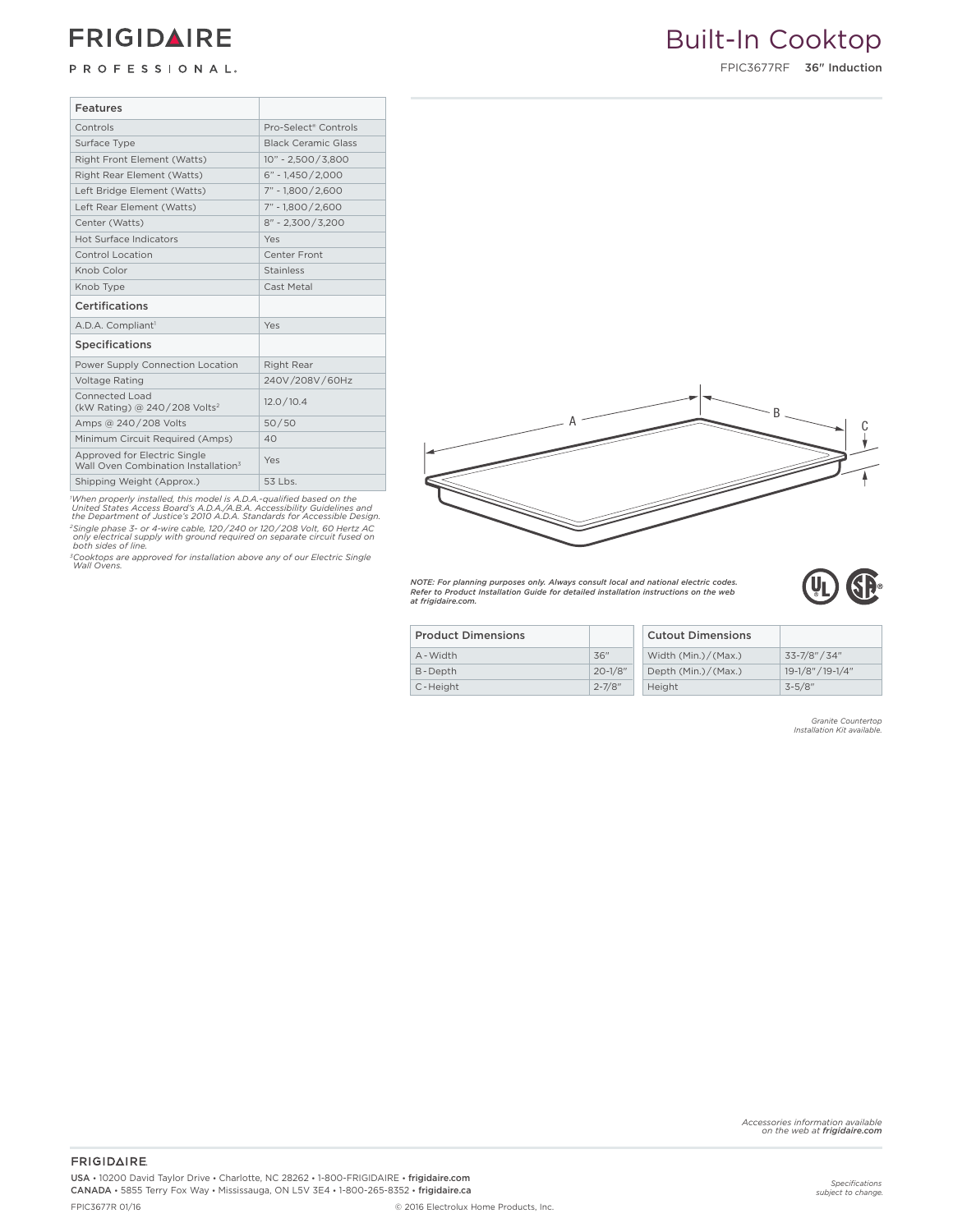# FRIGIDAIRE PROFESSIONAL.

# Built-In Cooktop

FPIC3677RF **36″ Induction**

| Features | |
|---|---|
| Controls | Pro-Select® Controls |
| Surface Type | Black Ceramic Glass |
| Right Front Element (Watts) | 10" - 2,500/3,800 |
| Right Rear Element (Watts) | 6" - 1,450/2,000 |
| Left Bridge Element (Watts) | 7" - 1,800/2,600 |
| Left Rear Element (Watts) | 7" - 1,800/2,600 |
| Center (Watts) | 8" - 2,300/3,200 |
| Hot Surface Indicators | Yes |
| Control Location | Center Front |
| Knob Color | Stainless |
| Knob Type | Cast Metal |
| **Certifications** | |
| A.D.A. Compliant[1] | Yes |
| **Specifications** | |
| Power Supply Connection Location | Right Rear |
| Voltage Rating | 240V/208V/60Hz |
| Connected Load (kW Rating) @ 240/208 Volts[2] | 12.0/10.4 |
| Amps @ 240/208 Volts | 50/50 |
| Minimum Circuit Required (Amps) | 40 |
| Approved for Electric Single Wall Oven Combination Installation[3] | Yes |
| Shipping Weight (Approx.) | 53 Lbs. |

*[1]When properly installed, this model is A.D.A.-qualified based on the United States Access Board's A.D.A./A.B.A. Accessibility Guidelines and the Department of Justice's 2010 A.D.A. Standards for Accessible Design.*

*[2]Single phase 3- or 4-wire cable, 120/240 or 120/208 Volt, 60 Hertz AC only electrical supply with ground required on separate circuit fused on both sides of line.*

*[3]Cooktops are approved for installation above any of our Electric Single Wall Ovens.*

***NOTE: For planning purposes only. Always consult local and national electric codes. Refer to Product Installation Guide for detailed installation instructions on the web at frigidaire.com.***

| Product Dimensions | |
|---|---|
| A - Width | 36" |
| B - Depth | 20-1/8" |
| C - Height | 2-7/8" |

| Cutout Dimensions | |
|---|---|
| Width (Min.)/(Max.) | 33-7/8"/34" |
| Depth (Min.)/(Max.) | 19-1/8"/19-1/4" |
| Height | 3-5/8" |

*Granite Countertop Installation Kit available.*

*Accessories information available on the web at **frigidaire.com***

FRIGIDAIRE.

USA • 10200 David Taylor Drive • Charlotte, NC 28262 • 1-800-FRIGIDAIRE • frigidaire.com
CANADA • 5855 Terry Fox Way • Mississauga, ON L5V 3E4 • 1-800-265-8352 • frigidaire.ca

*Specifications subject to change.*

FPIC3677R 01/16 © 2016 Electrolux Home Products, Inc.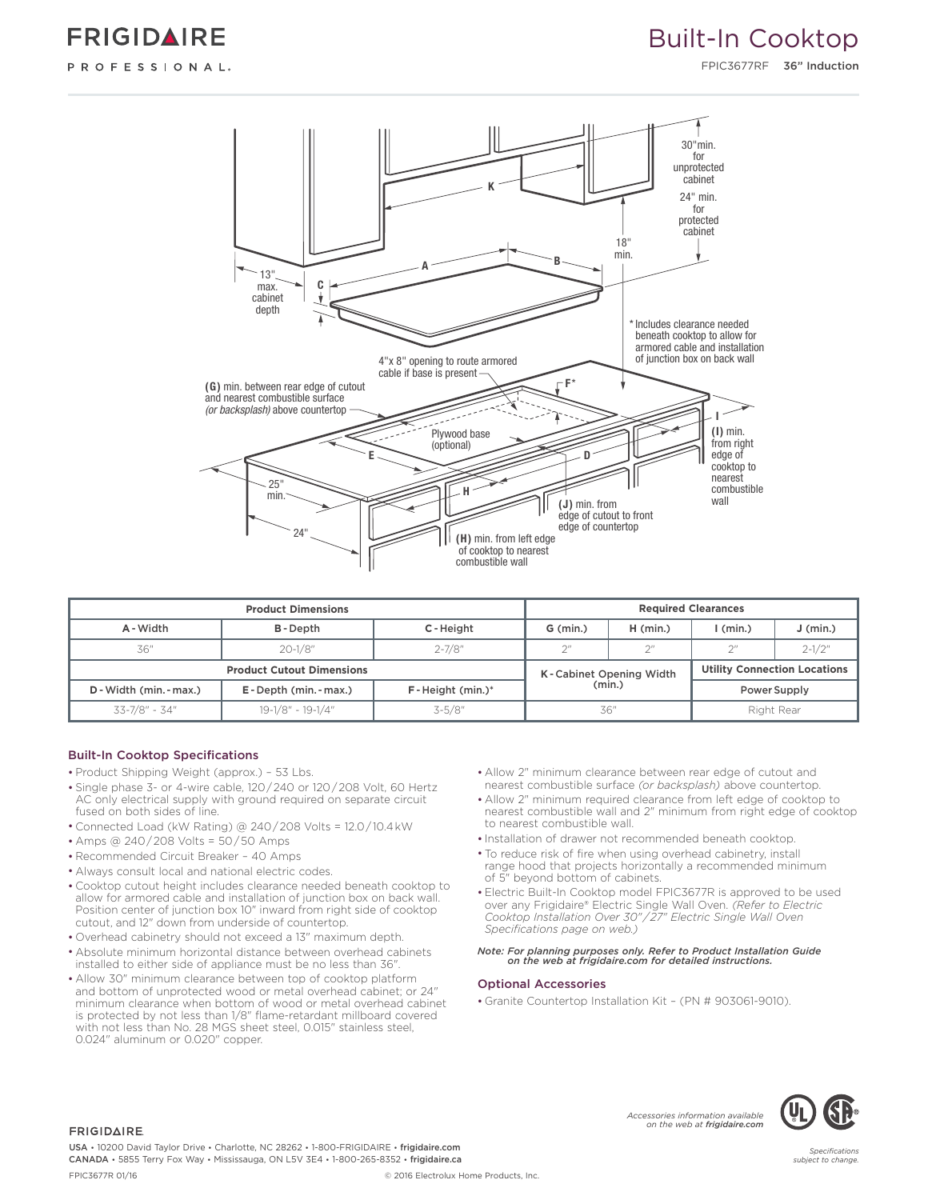# FRIGIDAIRE PROFESSIONAL.

# Built-In Cooktop

FPIC3677RF 36" Induction

30" min. for unprotected cabinet

24" min. for protected cabinet

18" min.

K

A

B

13" max. cabinet depth

C

* Includes clearance needed beneath cooktop to allow for armored cable and installation of junction box on back wall

4"x 8" opening to route armored cable if base is present

F*

(G) min. between rear edge of cutout and nearest combustible surface *(or backsplash)* above countertop

Plywood base (optional)

E

D

I

(I) min. from right edge of cooktop to nearest combustible wall

25" min.

H

(J) min. from edge of cutout to front edge of countertop

24"

(H) min. from left edge of cooktop to nearest combustible wall

| Product Dimensions | | | Required Clearances | | | |
|---|---|---|---|---|---|---|
| A - Width | B - Depth | C - Height | G (min.) | H (min.) | I (min.) | J (min.) |
| 36" | 20-1/8" | 2-7/8" | 2" | 2" | 2" | 2-1/2" |
| Product Cutout Dimensions | | | K - Cabinet Opening Width (min.) | | Utility Connection Locations | |
| D - Width (min. - max.) | E - Depth (min. - max.) | F - Height (min.)* | | | Power Supply | |
| 33-7/8" - 34" | 19-1/8" - 19-1/4" | 3-5/8" | 36" | | Right Rear | |

## Built-In Cooktop Specifications

- Product Shipping Weight (approx.) – 53 Lbs.
- Single phase 3- or 4-wire cable, 120/240 or 120/208 Volt, 60 Hertz AC only electrical supply with ground required on separate circuit fused on both sides of line.
- Connected Load (kW Rating) @ 240/208 Volts = 12.0/10.4 kW
- Amps @ 240/208 Volts = 50/50 Amps
- Recommended Circuit Breaker – 40 Amps
- Always consult local and national electric codes.
- Cooktop cutout height includes clearance needed beneath cooktop to allow for armored cable and installation of junction box on back wall. Position center of junction box 10" inward from right side of cooktop cutout, and 12" down from underside of countertop.
- Overhead cabinetry should not exceed a 13" maximum depth.
- Absolute minimum horizontal distance between overhead cabinets installed to either side of appliance must be no less than 36".
- Allow 30" minimum clearance between top of cooktop platform and bottom of unprotected wood or metal overhead cabinet; or 24" minimum clearance when bottom of wood or metal overhead cabinet is protected by not less than 1/8" flame-retardant millboard covered with not less than No. 28 MGS sheet steel, 0.015" stainless steel, 0.024" aluminum or 0.020" copper.
- Allow 2" minimum clearance between rear edge of cutout and nearest combustible surface *(or backsplash)* above countertop.
- Allow 2" minimum required clearance from left edge of cooktop to nearest combustible wall and 2" minimum from right edge of cooktop to nearest combustible wall.
- Installation of drawer not recommended beneath cooktop.
- To reduce risk of fire when using overhead cabinetry, install range hood that projects horizontally a recommended minimum of 5" beyond bottom of cabinets.
- Electric Built-In Cooktop model FPIC3677R is approved to be used over any Frigidaire® Electric Single Wall Oven. *(Refer to Electric Cooktop Installation Over 30"/27" Electric Single Wall Oven Specifications page on web.)*

***Note: For planning purposes only. Refer to Product Installation Guide on the web at frigidaire.com for detailed instructions.***

## Optional Accessories

- Granite Countertop Installation Kit – (PN # 903061-9010).

*Accessories information available on the web at **frigidaire.com***

FRIGIDAIRE.

USA • 10200 David Taylor Drive • Charlotte, NC 28262 • 1-800-FRIGIDAIRE • **frigidaire.com**
CANADA • 5855 Terry Fox Way • Mississauga, ON L5V 3E4 • 1-800-265-8352 • **frigidaire.ca**

*Specifications subject to change.*

FPIC3677R 01/16

© 2016 Electrolux Home Products, Inc.